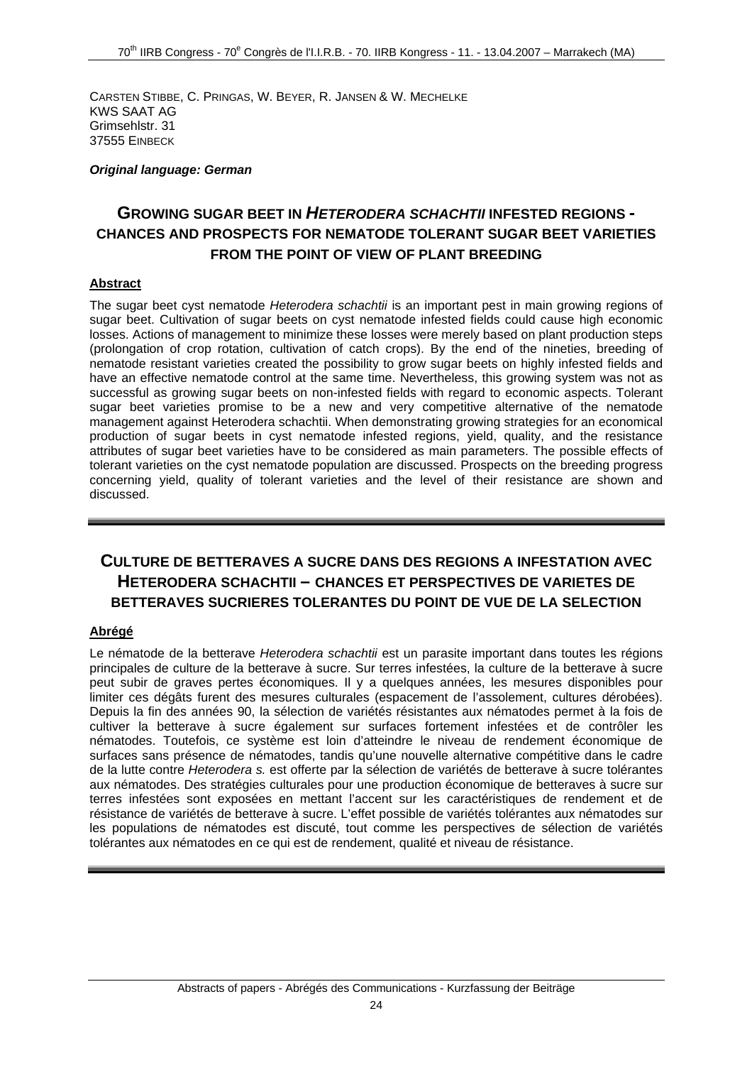CARSTEN STIBBE, C. PRINGAS, W. BEYER, R. JANSEN & W. MECHELKE
KWS SAAT AG
Grimsehlstr. 31
37555 EINBECK

***Original language: German***

## GROWING SUGAR BEET IN *HETERODERA SCHACHTII* INFESTED REGIONS - CHANCES AND PROSPECTS FOR NEMATODE TOLERANT SUGAR BEET VARIETIES FROM THE POINT OF VIEW OF PLANT BREEDING

**Abstract**

The sugar beet cyst nematode *Heterodera schachtii* is an important pest in main growing regions of sugar beet. Cultivation of sugar beets on cyst nematode infested fields could cause high economic losses. Actions of management to minimize these losses were merely based on plant production steps (prolongation of crop rotation, cultivation of catch crops). By the end of the nineties, breeding of nematode resistant varieties created the possibility to grow sugar beets on highly infested fields and have an effective nematode control at the same time. Nevertheless, this growing system was not as successful as growing sugar beets on non-infested fields with regard to economic aspects. Tolerant sugar beet varieties promise to be a new and very competitive alternative for the nematode management against Heterodera schachtii. When demonstrating growing strategies for an economical production of sugar beets in cyst nematode infested regions, yield, quality, and the resistance attributes of sugar beet varieties have to be considered as main parameters. The possible effects of tolerant varieties on the cyst nematode population are discussed. Prospects on the breeding progress concerning yield, quality of tolerant varieties and the level of their resistance are shown and discussed.

---

## CULTURE DE BETTERAVES A SUCRE DANS DES REGIONS A INFESTATION AVEC HETERODERA SCHACHTII – CHANCES ET PERSPECTIVES DE VARIETES DE BETTERAVES SUCRIERES TOLERANTES DU POINT DE VUE DE LA SELECTION

**Abrégé**

Le nématode de la betterave *Heterodera schachtii* est un parasite important dans toutes les régions principales de culture de la betterave à sucre. Sur terres infestées, la culture de la betterave à sucre peut subir de graves pertes économiques. Il y a quelques années, les mesures disponibles pour limiter ces dégâts furent des mesures culturales (espacement de l'assolement, cultures dérobées). Depuis la fin des années 90, la sélection de variétés résistantes aux nématodes permet à la fois de cultiver la betterave à sucre également sur surfaces fortement infestées et de contrôler les nématodes. Toutefois, ce système est loin d'atteindre le niveau de rendement économique de surfaces sans présence de nématodes, tandis qu'une nouvelle alternative compétitive dans le cadre de la lutte contre *Heterodera s.* est offerte par la sélection de variétés de betterave à sucre tolérantes aux nématodes. Des stratégies culturales pour une production économique de betteraves à sucre sur terres infestées sont exposées en mettant l'accent sur les caractéristiques de rendement et de résistance de variétés de betterave à sucre. L'effet possible de variétés tolérantes aux nématodes sur les populations de nématodes est discuté, tout comme les perspectives de sélection de variétés tolérantes aux nématodes en ce qui est de rendement, qualité et niveau de résistance.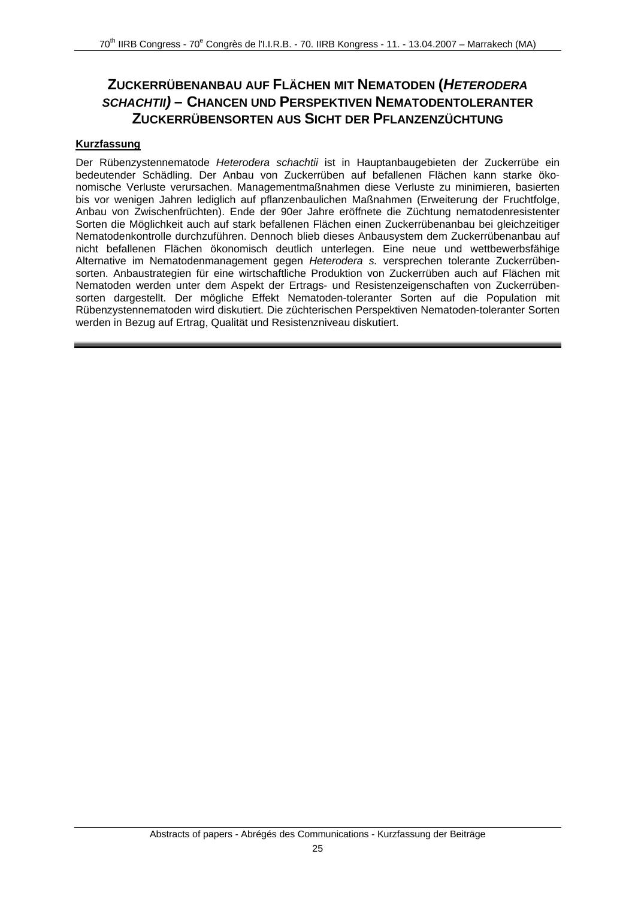# ZUCKERRÜBENANBAU AUF FLÄCHEN MIT NEMATODEN (*HETERODERA SCHACHTII*) – CHANCEN UND PERSPEKTIVEN NEMATODENTOLERANTER ZUCKERRÜBENSORTEN AUS SICHT DER PFLANZENZÜCHTUNG

## Kurzfassung

Der Rübenzystennematode *Heterodera schachtii* ist in Hauptanbaugebieten der Zuckerrübe ein bedeutender Schädling. Der Anbau von Zuckerrüben auf befallenen Flächen kann starke ökonomische Verluste verursachen. Managementmaßnahmen diese Verluste zu minimieren, basierten bis vor wenigen Jahren lediglich auf pflanzenbaulichen Maßnahmen (Erweiterung der Fruchtfolge, Anbau von Zwischenfrüchten). Ende der 90er Jahre eröffnete die Züchtung nematodenresistenter Sorten die Möglichkeit auch auf stark befallenen Flächen einen Zuckerrübenanbau bei gleichzeitiger Nematodenkontrolle durchzuführen. Dennoch blieb dieses Anbausystem dem Zuckerrübenanbau auf nicht befallenen Flächen ökonomisch deutlich unterlegen. Eine neue und wettbewerbsfähige Alternative im Nematodenmanagement gegen *Heterodera s.* versprechen tolerante Zuckerrübensorten. Anbaustrategien für eine wirtschaftliche Produktion von Zuckerrüben auch auf Flächen mit Nematoden werden unter dem Aspekt der Ertrags- und Resistenzeigenschaften von Zuckerrübensorten dargestellt. Der mögliche Effekt Nematoden-toleranter Sorten auf die Population mit Rübenzystennematoden wird diskutiert. Die züchterischen Perspektiven Nematoden-toleranter Sorten werden in Bezug auf Ertrag, Qualität und Resistenzniveau diskutiert.